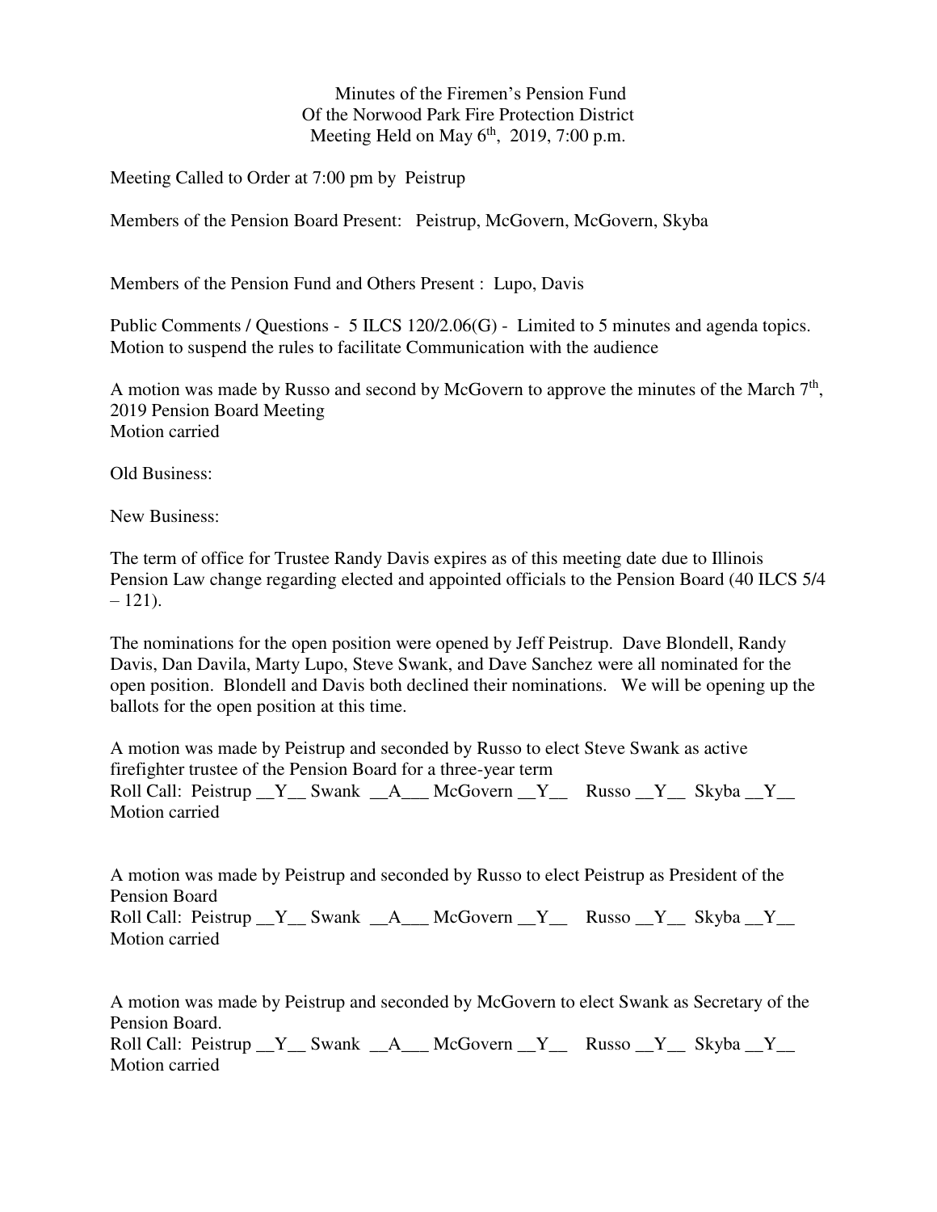Minutes of the Firemen's Pension Fund
Of the Norwood Park Fire Protection District
Meeting Held on May 6th, 2019, 7:00 p.m.

Meeting Called to Order at 7:00 pm by Peistrup

Members of the Pension Board Present: Peistrup, McGovern, McGovern, Skyba

Members of the Pension Fund and Others Present : Lupo, Davis

Public Comments / Questions - 5 ILCS 120/2.06(G) - Limited to 5 minutes and agenda topics. Motion to suspend the rules to facilitate Communication with the audience

A motion was made by Russo and second by McGovern to approve the minutes of the March 7th, 2019 Pension Board Meeting
Motion carried

Old Business:

New Business:

The term of office for Trustee Randy Davis expires as of this meeting date due to Illinois Pension Law change regarding elected and appointed officials to the Pension Board (40 ILCS 5/4 – 121).

The nominations for the open position were opened by Jeff Peistrup. Dave Blondell, Randy Davis, Dan Davila, Marty Lupo, Steve Swank, and Dave Sanchez were all nominated for the open position. Blondell and Davis both declined their nominations. We will be opening up the ballots for the open position at this time.

A motion was made by Peistrup and seconded by Russo to elect Steve Swank as active firefighter trustee of the Pension Board for a three-year term
Roll Call: Peistrup __Y__ Swank __A___ McGovern __Y__ Russo __Y__ Skyba __Y__
Motion carried

A motion was made by Peistrup and seconded by Russo to elect Peistrup as President of the Pension Board
Roll Call: Peistrup __Y__ Swank __A___ McGovern __Y__ Russo __Y__ Skyba __Y__
Motion carried

A motion was made by Peistrup and seconded by McGovern to elect Swank as Secretary of the Pension Board.
Roll Call: Peistrup __Y__ Swank __A___ McGovern __Y__ Russo __Y__ Skyba __Y__
Motion carried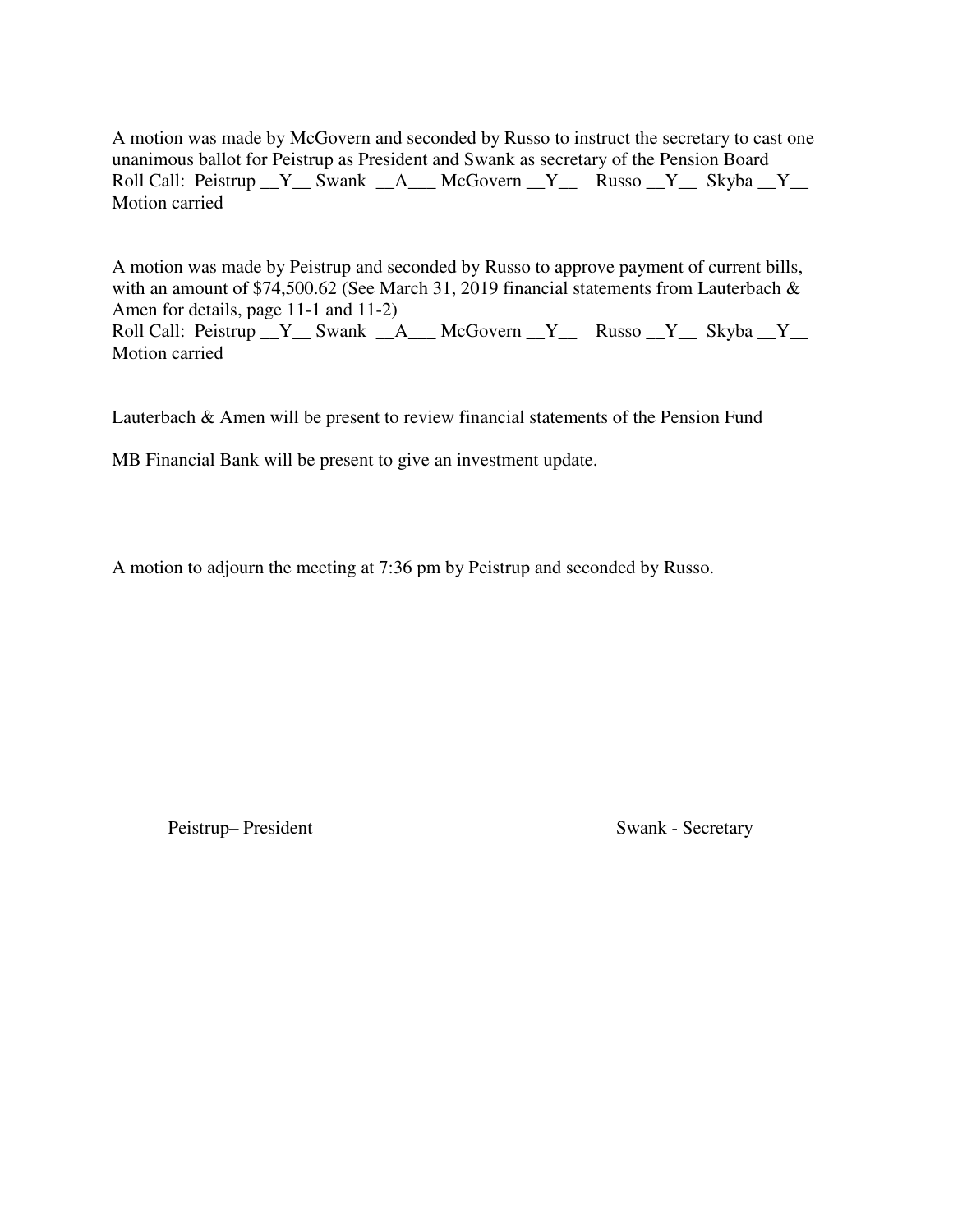A motion was made by McGovern and seconded by Russo to instruct the secretary to cast one unanimous ballot for Peistrup as President and Swank as secretary of the Pension Board
Roll Call: Peistrup __Y__ Swank __A___ McGovern __Y__ Russo __Y__ Skyba __Y__
Motion carried

A motion was made by Peistrup and seconded by Russo to approve payment of current bills, with an amount of $74,500.62 (See March 31, 2019 financial statements from Lauterbach & Amen for details, page 11-1 and 11-2)
Roll Call: Peistrup __Y__ Swank __A___ McGovern __Y__ Russo __Y__ Skyba __Y__
Motion carried

Lauterbach & Amen will be present to review financial statements of the Pension Fund

MB Financial Bank will be present to give an investment update.

A motion to adjourn the meeting at 7:36 pm by Peistrup and seconded by Russo.

Peistrup– President Swank - Secretary